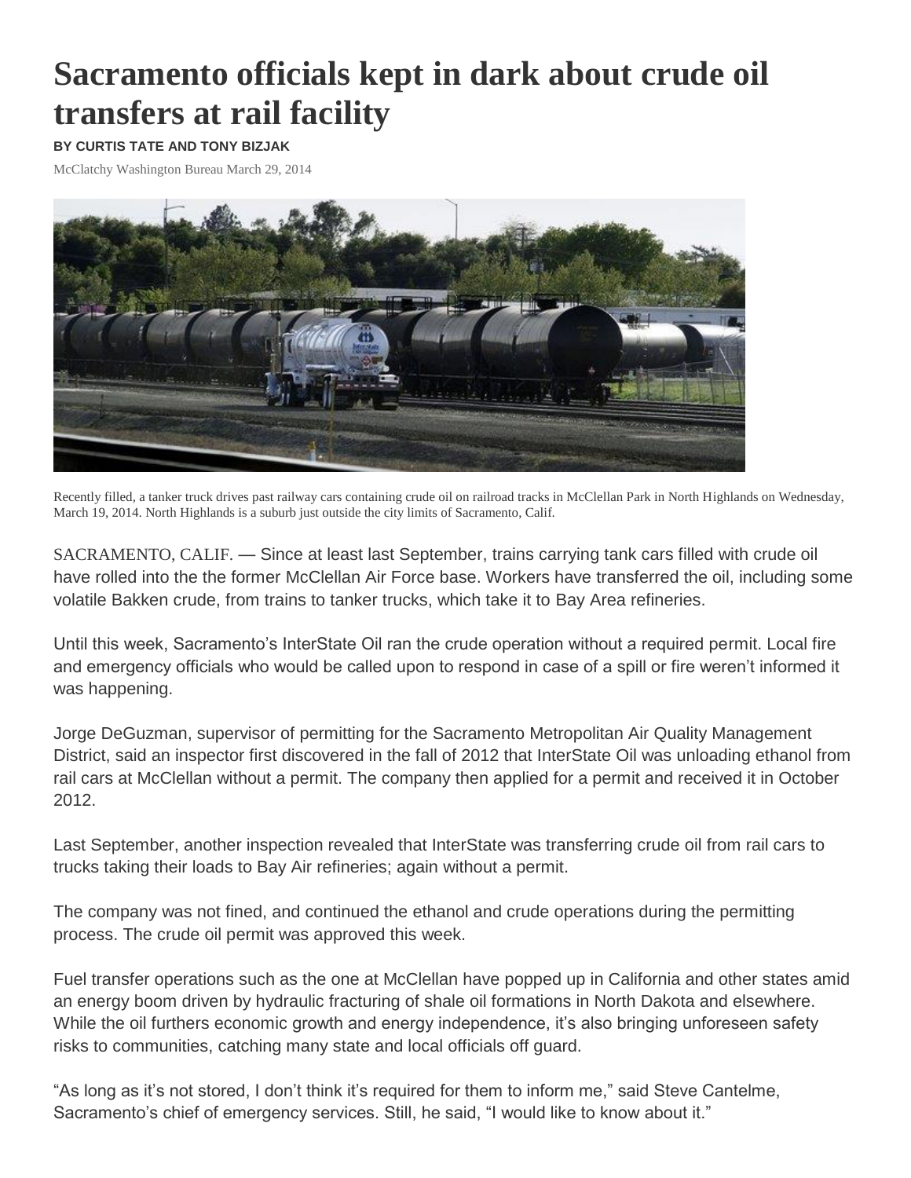# Sacramento officials kept in dark about crude oil transfers at rail facility

**BY CURTIS TATE AND TONY BIZJAK**

McClatchy Washington Bureau March 29, 2014

Recently filled, a tanker truck drives past railway cars containing crude oil on railroad tracks in McClellan Park in North Highlands on Wednesday, March 19, 2014. North Highlands is a suburb just outside the city limits of Sacramento, Calif.

SACRAMENTO, CALIF. — Since at least last September, trains carrying tank cars filled with crude oil have rolled into the the former McClellan Air Force base. Workers have transferred the oil, including some volatile Bakken crude, from trains to tanker trucks, which take it to Bay Area refineries.

Until this week, Sacramento's InterState Oil ran the crude operation without a required permit. Local fire and emergency officials who would be called upon to respond in case of a spill or fire weren't informed it was happening.

Jorge DeGuzman, supervisor of permitting for the Sacramento Metropolitan Air Quality Management District, said an inspector first discovered in the fall of 2012 that InterState Oil was unloading ethanol from rail cars at McClellan without a permit. The company then applied for a permit and received it in October 2012.

Last September, another inspection revealed that InterState was transferring crude oil from rail cars to trucks taking their loads to Bay Air refineries; again without a permit.

The company was not fined, and continued the ethanol and crude operations during the permitting process. The crude oil permit was approved this week.

Fuel transfer operations such as the one at McClellan have popped up in California and other states amid an energy boom driven by hydraulic fracturing of shale oil formations in North Dakota and elsewhere. While the oil furthers economic growth and energy independence, it's also bringing unforeseen safety risks to communities, catching many state and local officials off guard.

"As long as it's not stored, I don't think it's required for them to inform me," said Steve Cantelme, Sacramento's chief of emergency services. Still, he said, "I would like to know about it."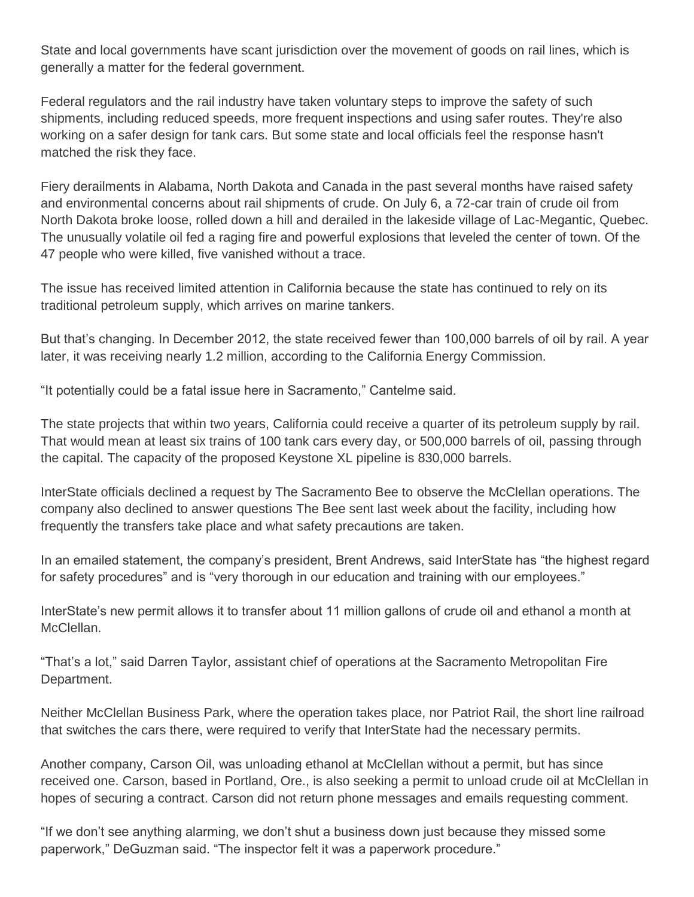State and local governments have scant jurisdiction over the movement of goods on rail lines, which is generally a matter for the federal government.

Federal regulators and the rail industry have taken voluntary steps to improve the safety of such shipments, including reduced speeds, more frequent inspections and using safer routes. They're also working on a safer design for tank cars. But some state and local officials feel the response hasn't matched the risk they face.

Fiery derailments in Alabama, North Dakota and Canada in the past several months have raised safety and environmental concerns about rail shipments of crude. On July 6, a 72-car train of crude oil from North Dakota broke loose, rolled down a hill and derailed in the lakeside village of Lac-Megantic, Quebec. The unusually volatile oil fed a raging fire and powerful explosions that leveled the center of town. Of the 47 people who were killed, five vanished without a trace.

The issue has received limited attention in California because the state has continued to rely on its traditional petroleum supply, which arrives on marine tankers.

But that's changing. In December 2012, the state received fewer than 100,000 barrels of oil by rail. A year later, it was receiving nearly 1.2 million, according to the California Energy Commission.

"It potentially could be a fatal issue here in Sacramento," Cantelme said.

The state projects that within two years, California could receive a quarter of its petroleum supply by rail. That would mean at least six trains of 100 tank cars every day, or 500,000 barrels of oil, passing through the capital. The capacity of the proposed Keystone XL pipeline is 830,000 barrels.

InterState officials declined a request by The Sacramento Bee to observe the McClellan operations. The company also declined to answer questions The Bee sent last week about the facility, including how frequently the transfers take place and what safety precautions are taken.

In an emailed statement, the company's president, Brent Andrews, said InterState has "the highest regard for safety procedures" and is "very thorough in our education and training with our employees."

InterState's new permit allows it to transfer about 11 million gallons of crude oil and ethanol a month at McClellan.

"That's a lot," said Darren Taylor, assistant chief of operations at the Sacramento Metropolitan Fire Department.

Neither McClellan Business Park, where the operation takes place, nor Patriot Rail, the short line railroad that switches the cars there, were required to verify that InterState had the necessary permits.

Another company, Carson Oil, was unloading ethanol at McClellan without a permit, but has since received one. Carson, based in Portland, Ore., is also seeking a permit to unload crude oil at McClellan in hopes of securing a contract. Carson did not return phone messages and emails requesting comment.

"If we don't see anything alarming, we don't shut a business down just because they missed some paperwork," DeGuzman said. "The inspector felt it was a paperwork procedure."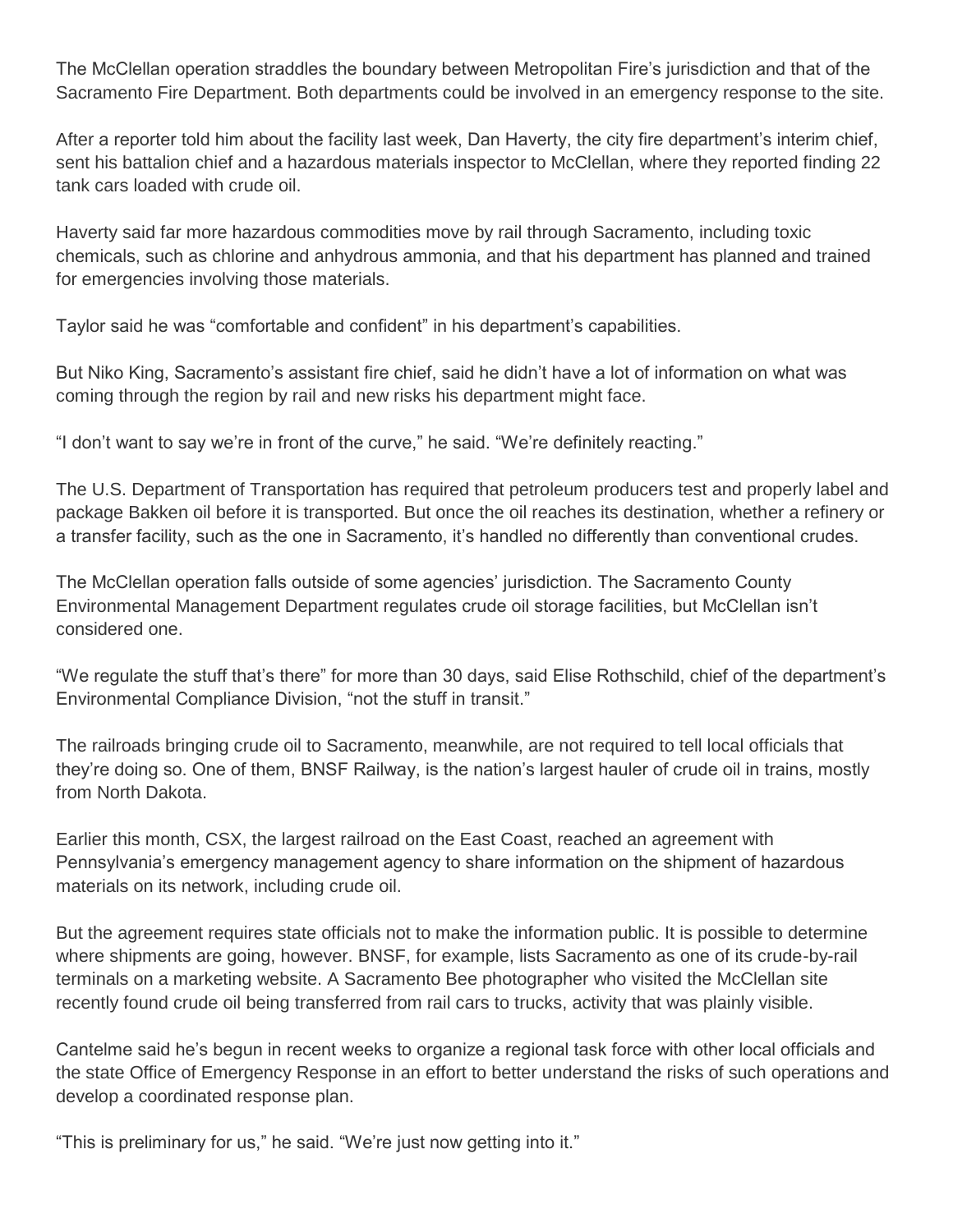The McClellan operation straddles the boundary between Metropolitan Fire's jurisdiction and that of the Sacramento Fire Department. Both departments could be involved in an emergency response to the site.

After a reporter told him about the facility last week, Dan Haverty, the city fire department's interim chief, sent his battalion chief and a hazardous materials inspector to McClellan, where they reported finding 22 tank cars loaded with crude oil.

Haverty said far more hazardous commodities move by rail through Sacramento, including toxic chemicals, such as chlorine and anhydrous ammonia, and that his department has planned and trained for emergencies involving those materials.

Taylor said he was "comfortable and confident" in his department's capabilities.

But Niko King, Sacramento's assistant fire chief, said he didn't have a lot of information on what was coming through the region by rail and new risks his department might face.

"I don't want to say we're in front of the curve," he said. "We're definitely reacting."

The U.S. Department of Transportation has required that petroleum producers test and properly label and package Bakken oil before it is transported. But once the oil reaches its destination, whether a refinery or a transfer facility, such as the one in Sacramento, it's handled no differently than conventional crudes.

The McClellan operation falls outside of some agencies' jurisdiction. The Sacramento County Environmental Management Department regulates crude oil storage facilities, but McClellan isn't considered one.

"We regulate the stuff that's there" for more than 30 days, said Elise Rothschild, chief of the department's Environmental Compliance Division, "not the stuff in transit."

The railroads bringing crude oil to Sacramento, meanwhile, are not required to tell local officials that they're doing so. One of them, BNSF Railway, is the nation's largest hauler of crude oil in trains, mostly from North Dakota.

Earlier this month, CSX, the largest railroad on the East Coast, reached an agreement with Pennsylvania's emergency management agency to share information on the shipment of hazardous materials on its network, including crude oil.

But the agreement requires state officials not to make the information public. It is possible to determine where shipments are going, however. BNSF, for example, lists Sacramento as one of its crude-by-rail terminals on a marketing website. A Sacramento Bee photographer who visited the McClellan site recently found crude oil being transferred from rail cars to trucks, activity that was plainly visible.

Cantelme said he's begun in recent weeks to organize a regional task force with other local officials and the state Office of Emergency Response in an effort to better understand the risks of such operations and develop a coordinated response plan.

"This is preliminary for us," he said. "We're just now getting into it."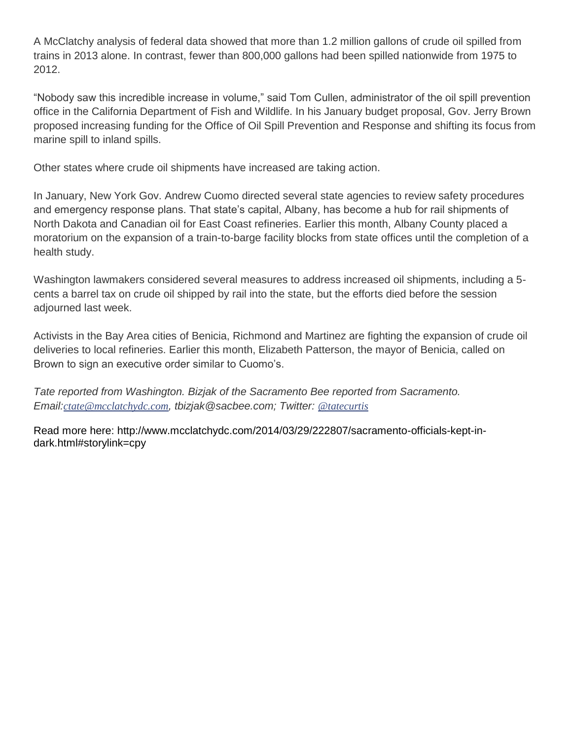A McClatchy analysis of federal data showed that more than 1.2 million gallons of crude oil spilled from trains in 2013 alone. In contrast, fewer than 800,000 gallons had been spilled nationwide from 1975 to 2012.

“Nobody saw this incredible increase in volume,” said Tom Cullen, administrator of the oil spill prevention office in the California Department of Fish and Wildlife. In his January budget proposal, Gov. Jerry Brown proposed increasing funding for the Office of Oil Spill Prevention and Response and shifting its focus from marine spill to inland spills.

Other states where crude oil shipments have increased are taking action.

In January, New York Gov. Andrew Cuomo directed several state agencies to review safety procedures and emergency response plans. That state’s capital, Albany, has become a hub for rail shipments of North Dakota and Canadian oil for East Coast refineries. Earlier this month, Albany County placed a moratorium on the expansion of a train-to-barge facility blocks from state offices until the completion of a health study.

Washington lawmakers considered several measures to address increased oil shipments, including a 5-cents a barrel tax on crude oil shipped by rail into the state, but the efforts died before the session adjourned last week.

Activists in the Bay Area cities of Benicia, Richmond and Martinez are fighting the expansion of crude oil deliveries to local refineries. Earlier this month, Elizabeth Patterson, the mayor of Benicia, called on Brown to sign an executive order similar to Cuomo’s.

*Tate reported from Washington. Bizjak of the Sacramento Bee reported from Sacramento. Email:ctate@mcclatchydc.com, tbizjak@sacbee.com; Twitter: @tatecurtis*

Read more here: http://www.mcclatchydc.com/2014/03/29/222807/sacramento-officials-kept-in-dark.html#storylink=cpy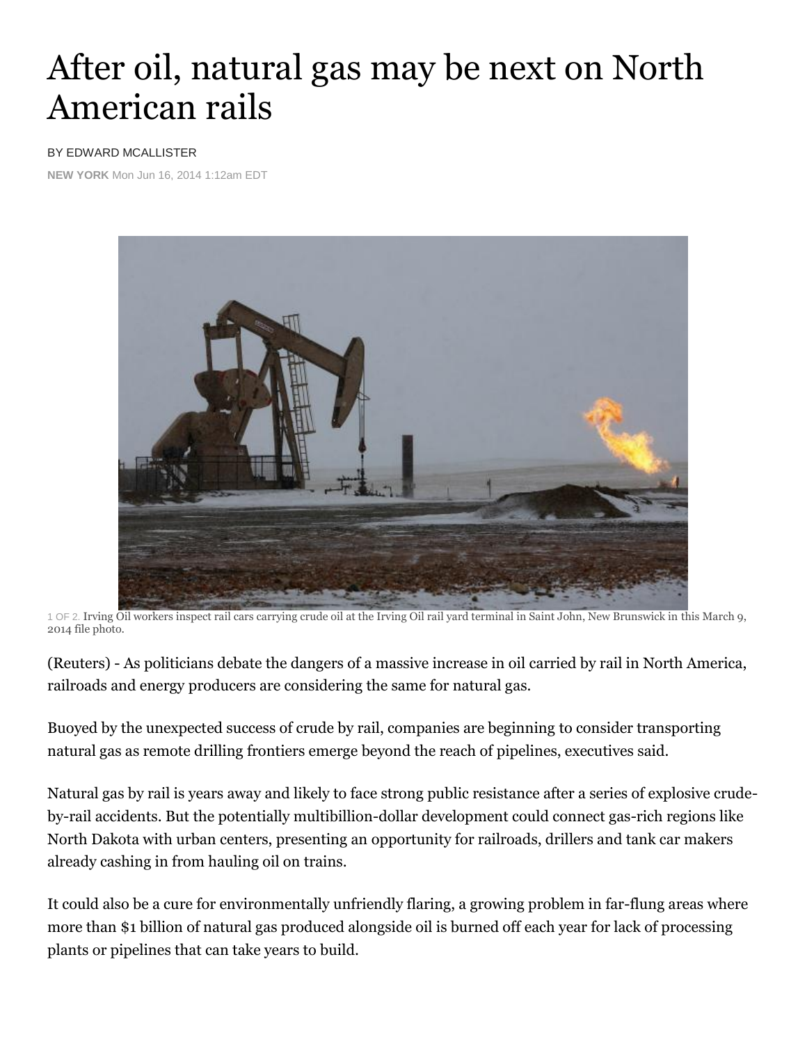# After oil, natural gas may be next on North American rails

BY EDWARD MCALLISTER

**NEW YORK** Mon Jun 16, 2014 1:12am EDT

1 OF 2. Irving Oil workers inspect rail cars carrying crude oil at the Irving Oil rail yard terminal in Saint John, New Brunswick in this March 9, 2014 file photo.

(Reuters) - As politicians debate the dangers of a massive increase in oil carried by rail in North America, railroads and energy producers are considering the same for natural gas.

Buoyed by the unexpected success of crude by rail, companies are beginning to consider transporting natural gas as remote drilling frontiers emerge beyond the reach of pipelines, executives said.

Natural gas by rail is years away and likely to face strong public resistance after a series of explosive crude-by-rail accidents. But the potentially multibillion-dollar development could connect gas-rich regions like North Dakota with urban centers, presenting an opportunity for railroads, drillers and tank car makers already cashing in from hauling oil on trains.

It could also be a cure for environmentally unfriendly flaring, a growing problem in far-flung areas where more than $1 billion of natural gas produced alongside oil is burned off each year for lack of processing plants or pipelines that can take years to build.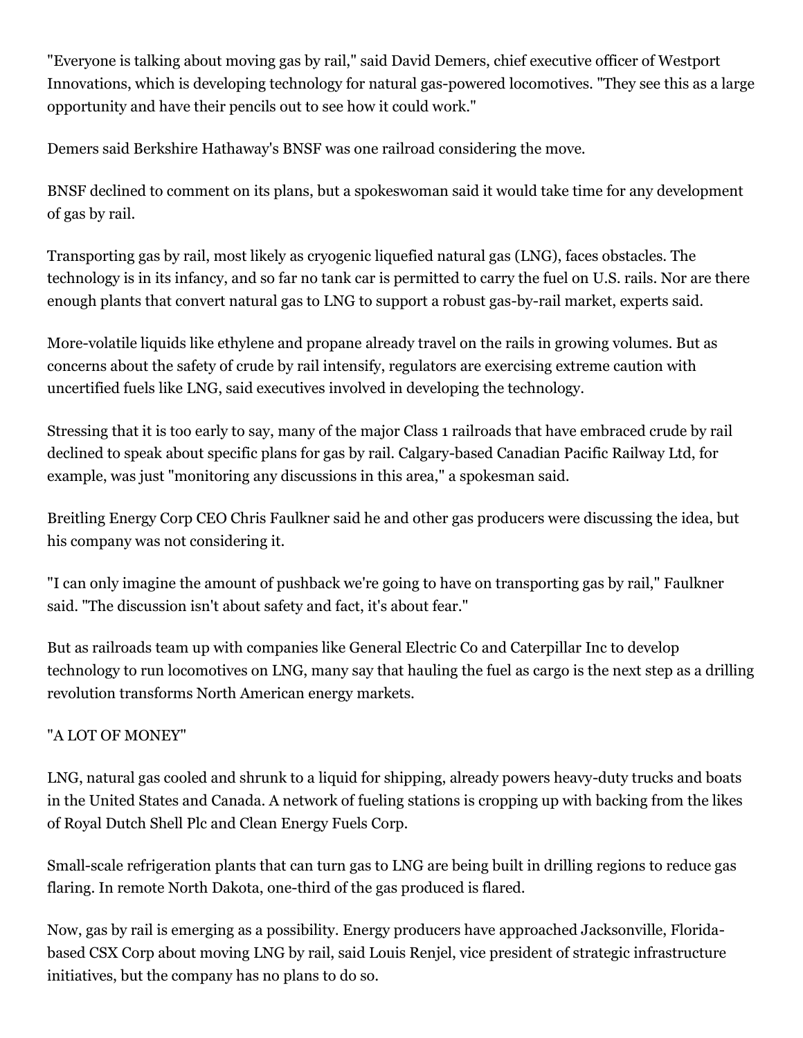"Everyone is talking about moving gas by rail," said David Demers, chief executive officer of Westport Innovations, which is developing technology for natural gas-powered locomotives. "They see this as a large opportunity and have their pencils out to see how it could work."

Demers said Berkshire Hathaway's BNSF was one railroad considering the move.

BNSF declined to comment on its plans, but a spokeswoman said it would take time for any development of gas by rail.

Transporting gas by rail, most likely as cryogenic liquefied natural gas (LNG), faces obstacles. The technology is in its infancy, and so far no tank car is permitted to carry the fuel on U.S. rails. Nor are there enough plants that convert natural gas to LNG to support a robust gas-by-rail market, experts said.

More-volatile liquids like ethylene and propane already travel on the rails in growing volumes. But as concerns about the safety of crude by rail intensify, regulators are exercising extreme caution with uncertified fuels like LNG, said executives involved in developing the technology.

Stressing that it is too early to say, many of the major Class 1 railroads that have embraced crude by rail declined to speak about specific plans for gas by rail. Calgary-based Canadian Pacific Railway Ltd, for example, was just "monitoring any discussions in this area," a spokesman said.

Breitling Energy Corp CEO Chris Faulkner said he and other gas producers were discussing the idea, but his company was not considering it.

"I can only imagine the amount of pushback we're going to have on transporting gas by rail," Faulkner said. "The discussion isn't about safety and fact, it's about fear."

But as railroads team up with companies like General Electric Co and Caterpillar Inc to develop technology to run locomotives on LNG, many say that hauling the fuel as cargo is the next step as a drilling revolution transforms North American energy markets.

## "A LOT OF MONEY"

LNG, natural gas cooled and shrunk to a liquid for shipping, already powers heavy-duty trucks and boats in the United States and Canada. A network of fueling stations is cropping up with backing from the likes of Royal Dutch Shell Plc and Clean Energy Fuels Corp.

Small-scale refrigeration plants that can turn gas to LNG are being built in drilling regions to reduce gas flaring. In remote North Dakota, one-third of the gas produced is flared.

Now, gas by rail is emerging as a possibility. Energy producers have approached Jacksonville, Florida-based CSX Corp about moving LNG by rail, said Louis Renjel, vice president of strategic infrastructure initiatives, but the company has no plans to do so.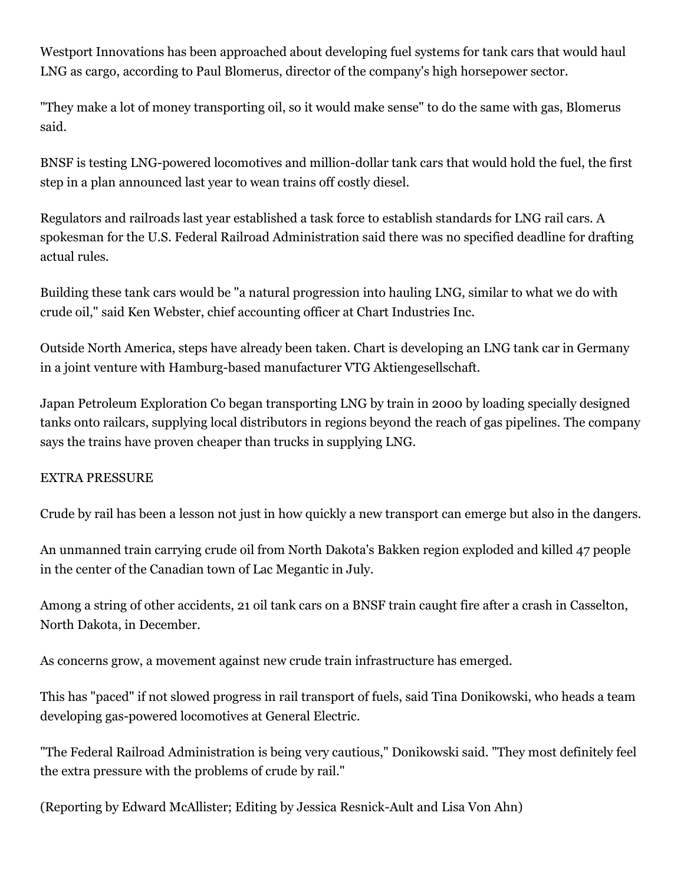Westport Innovations has been approached about developing fuel systems for tank cars that would haul LNG as cargo, according to Paul Blomerus, director of the company's high horsepower sector.

"They make a lot of money transporting oil, so it would make sense" to do the same with gas, Blomerus said.

BNSF is testing LNG-powered locomotives and million-dollar tank cars that would hold the fuel, the first step in a plan announced last year to wean trains off costly diesel.

Regulators and railroads last year established a task force to establish standards for LNG rail cars. A spokesman for the U.S. Federal Railroad Administration said there was no specified deadline for drafting actual rules.

Building these tank cars would be "a natural progression into hauling LNG, similar to what we do with crude oil," said Ken Webster, chief accounting officer at Chart Industries Inc.

Outside North America, steps have already been taken. Chart is developing an LNG tank car in Germany in a joint venture with Hamburg-based manufacturer VTG Aktiengesellschaft.

Japan Petroleum Exploration Co began transporting LNG by train in 2000 by loading specially designed tanks onto railcars, supplying local distributors in regions beyond the reach of gas pipelines. The company says the trains have proven cheaper than trucks in supplying LNG.

EXTRA PRESSURE

Crude by rail has been a lesson not just in how quickly a new transport can emerge but also in the dangers.

An unmanned train carrying crude oil from North Dakota's Bakken region exploded and killed 47 people in the center of the Canadian town of Lac Megantic in July.

Among a string of other accidents, 21 oil tank cars on a BNSF train caught fire after a crash in Casselton, North Dakota, in December.

As concerns grow, a movement against new crude train infrastructure has emerged.

This has "paced" if not slowed progress in rail transport of fuels, said Tina Donikowski, who heads a team developing gas-powered locomotives at General Electric.

"The Federal Railroad Administration is being very cautious," Donikowski said. "They most definitely feel the extra pressure with the problems of crude by rail."

(Reporting by Edward McAllister; Editing by Jessica Resnick-Ault and Lisa Von Ahn)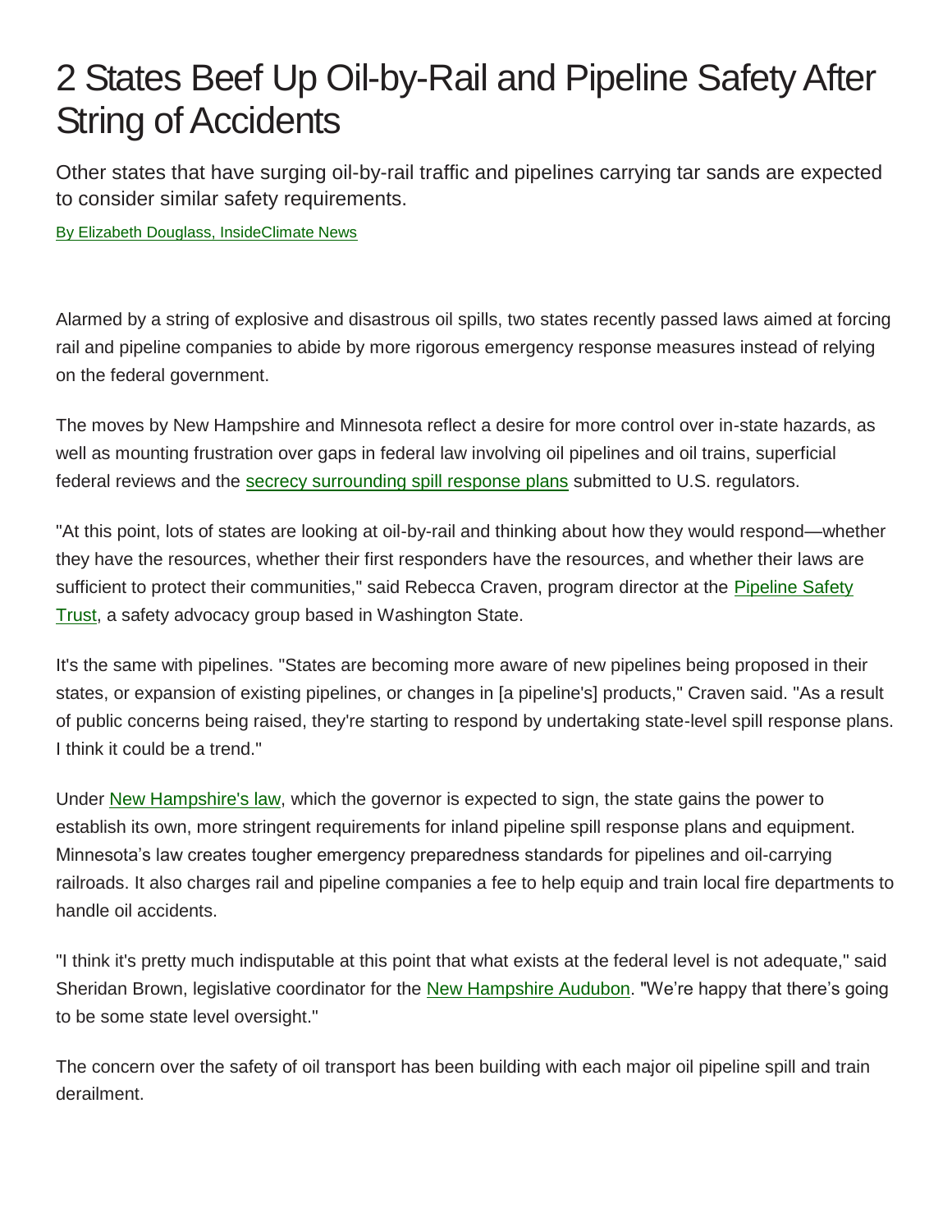# 2 States Beef Up Oil-by-Rail and Pipeline Safety After String of Accidents

Other states that have surging oil-by-rail traffic and pipelines carrying tar sands are expected to consider similar safety requirements.

By Elizabeth Douglass, InsideClimate News

Alarmed by a string of explosive and disastrous oil spills, two states recently passed laws aimed at forcing rail and pipeline companies to abide by more rigorous emergency response measures instead of relying on the federal government.

The moves by New Hampshire and Minnesota reflect a desire for more control over in-state hazards, as well as mounting frustration over gaps in federal law involving oil pipelines and oil trains, superficial federal reviews and the secrecy surrounding spill response plans submitted to U.S. regulators.

"At this point, lots of states are looking at oil-by-rail and thinking about how they would respond—whether they have the resources, whether their first responders have the resources, and whether their laws are sufficient to protect their communities," said Rebecca Craven, program director at the Pipeline Safety Trust, a safety advocacy group based in Washington State.

It's the same with pipelines. "States are becoming more aware of new pipelines being proposed in their states, or expansion of existing pipelines, or changes in [a pipeline's] products," Craven said. "As a result of public concerns being raised, they're starting to respond by undertaking state-level spill response plans. I think it could be a trend."

Under New Hampshire's law, which the governor is expected to sign, the state gains the power to establish its own, more stringent requirements for inland pipeline spill response plans and equipment. Minnesota's law creates tougher emergency preparedness standards for pipelines and oil-carrying railroads. It also charges rail and pipeline companies a fee to help equip and train local fire departments to handle oil accidents.

"I think it's pretty much indisputable at this point that what exists at the federal level is not adequate," said Sheridan Brown, legislative coordinator for the New Hampshire Audubon. "We're happy that there's going to be some state level oversight."

The concern over the safety of oil transport has been building with each major oil pipeline spill and train derailment.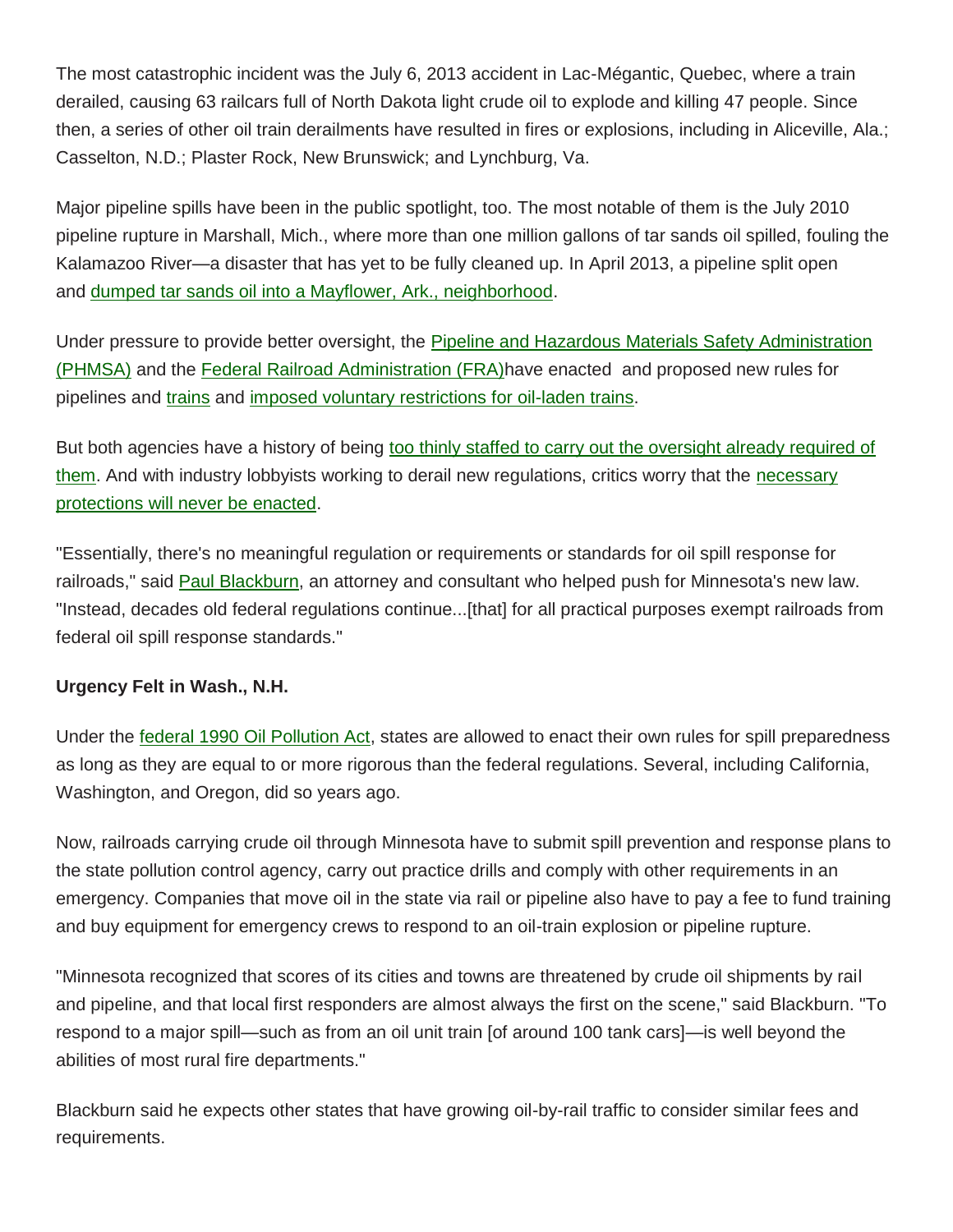The most catastrophic incident was the July 6, 2013 accident in Lac-Mégantic, Quebec, where a train derailed, causing 63 railcars full of North Dakota light crude oil to explode and killing 47 people. Since then, a series of other oil train derailments have resulted in fires or explosions, including in Aliceville, Ala.; Casselton, N.D.; Plaster Rock, New Brunswick; and Lynchburg, Va.

Major pipeline spills have been in the public spotlight, too. The most notable of them is the July 2010 pipeline rupture in Marshall, Mich., where more than one million gallons of tar sands oil spilled, fouling the Kalamazoo River—a disaster that has yet to be fully cleaned up. In April 2013, a pipeline split open and dumped tar sands oil into a Mayflower, Ark., neighborhood.

Under pressure to provide better oversight, the Pipeline and Hazardous Materials Safety Administration (PHMSA) and the Federal Railroad Administration (FRA)have enacted and proposed new rules for pipelines and trains and imposed voluntary restrictions for oil-laden trains.

But both agencies have a history of being too thinly staffed to carry out the oversight already required of them. And with industry lobbyists working to derail new regulations, critics worry that the necessary protections will never be enacted.

"Essentially, there's no meaningful regulation or requirements or standards for oil spill response for railroads," said Paul Blackburn, an attorney and consultant who helped push for Minnesota's new law. "Instead, decades old federal regulations continue...[that] for all practical purposes exempt railroads from federal oil spill response standards."

**Urgency Felt in Wash., N.H.**

Under the federal 1990 Oil Pollution Act, states are allowed to enact their own rules for spill preparedness as long as they are equal to or more rigorous than the federal regulations. Several, including California, Washington, and Oregon, did so years ago.

Now, railroads carrying crude oil through Minnesota have to submit spill prevention and response plans to the state pollution control agency, carry out practice drills and comply with other requirements in an emergency. Companies that move oil in the state via rail or pipeline also have to pay a fee to fund training and buy equipment for emergency crews to respond to an oil-train explosion or pipeline rupture.

"Minnesota recognized that scores of its cities and towns are threatened by crude oil shipments by rail and pipeline, and that local first responders are almost always the first on the scene," said Blackburn. "To respond to a major spill—such as from an oil unit train [of around 100 tank cars]—is well beyond the abilities of most rural fire departments."

Blackburn said he expects other states that have growing oil-by-rail traffic to consider similar fees and requirements.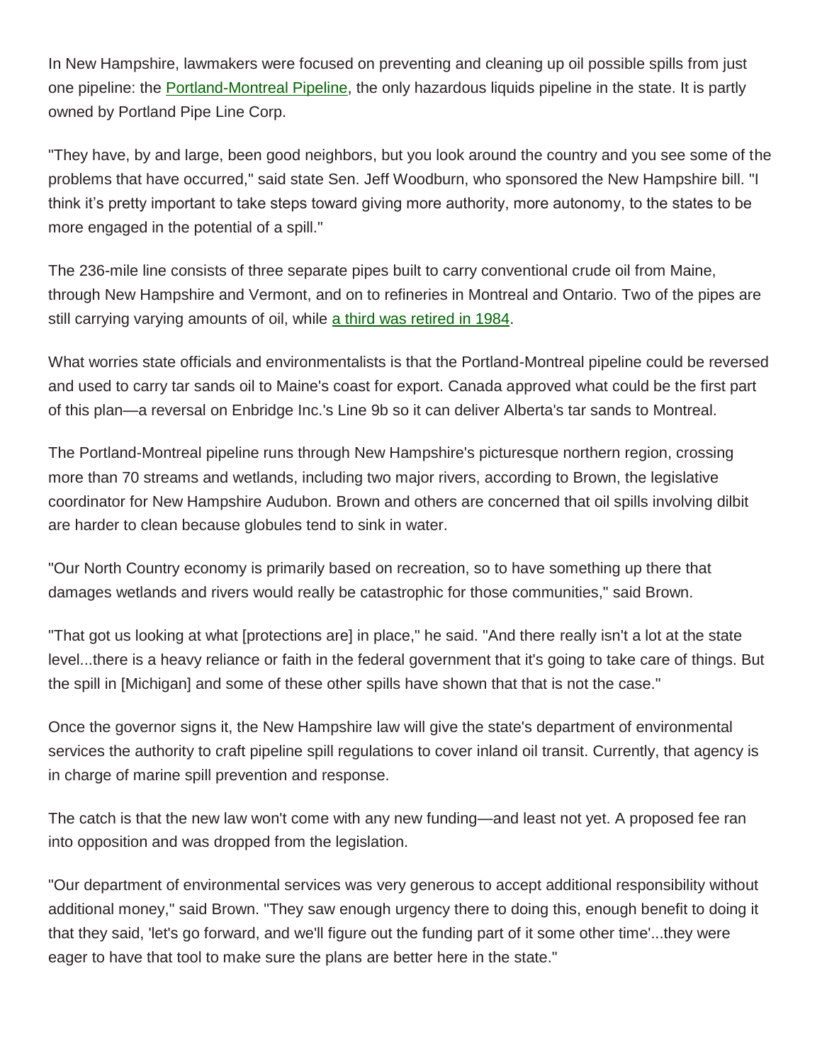In New Hampshire, lawmakers were focused on preventing and cleaning up oil possible spills from just one pipeline: the Portland-Montreal Pipeline, the only hazardous liquids pipeline in the state. It is partly owned by Portland Pipe Line Corp.

"They have, by and large, been good neighbors, but you look around the country and you see some of the problems that have occurred," said state Sen. Jeff Woodburn, who sponsored the New Hampshire bill. "I think it's pretty important to take steps toward giving more authority, more autonomy, to the states to be more engaged in the potential of a spill."

The 236-mile line consists of three separate pipes built to carry conventional crude oil from Maine, through New Hampshire and Vermont, and on to refineries in Montreal and Ontario. Two of the pipes are still carrying varying amounts of oil, while a third was retired in 1984.

What worries state officials and environmentalists is that the Portland-Montreal pipeline could be reversed and used to carry tar sands oil to Maine's coast for export. Canada approved what could be the first part of this plan—a reversal on Enbridge Inc.'s Line 9b so it can deliver Alberta's tar sands to Montreal.

The Portland-Montreal pipeline runs through New Hampshire's picturesque northern region, crossing more than 70 streams and wetlands, including two major rivers, according to Brown, the legislative coordinator for New Hampshire Audubon. Brown and others are concerned that oil spills involving dilbit are harder to clean because globules tend to sink in water.

"Our North Country economy is primarily based on recreation, so to have something up there that damages wetlands and rivers would really be catastrophic for those communities," said Brown.

"That got us looking at what [protections are] in place," he said. "And there really isn't a lot at the state level...there is a heavy reliance or faith in the federal government that it's going to take care of things. But the spill in [Michigan] and some of these other spills have shown that that is not the case."

Once the governor signs it, the New Hampshire law will give the state's department of environmental services the authority to craft pipeline spill regulations to cover inland oil transit. Currently, that agency is in charge of marine spill prevention and response.

The catch is that the new law won't come with any new funding—and least not yet. A proposed fee ran into opposition and was dropped from the legislation.

"Our department of environmental services was very generous to accept additional responsibility without additional money," said Brown. "They saw enough urgency there to doing this, enough benefit to doing it that they said, 'let's go forward, and we'll figure out the funding part of it some other time'...they were eager to have that tool to make sure the plans are better here in the state."